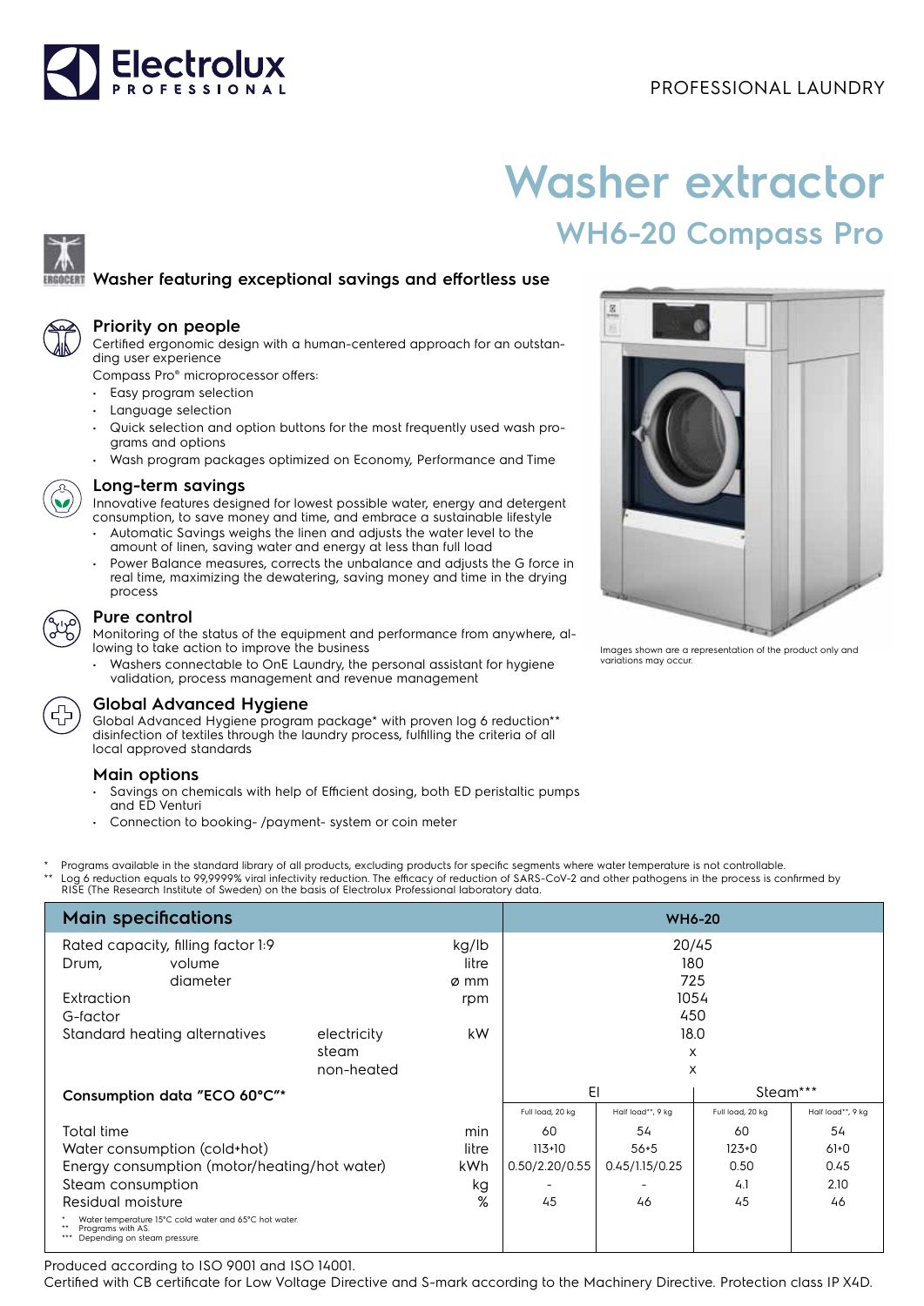PROFESSIONAL LAUNDRY

# Washer extractor

## WH6-20 Compass Pro

### Washer featuring exceptional savings and effortless use

### Priority on people

Certified ergonomic design with a human-centered approach for an outstanding user experience

Compass Pro® microprocessor offers:

- Easy program selection
- Language selection
- Quick selection and option buttons for the most frequently used wash programs and options
- Wash program packages optimized on Economy, Performance and Time

### Long-term savings

Innovative features designed for lowest possible water, energy and detergent consumption, to save money and time, and embrace a sustainable lifestyle

- Automatic Savings weighs the linen and adjusts the water level to the amount of linen, saving water and energy at less than full load
- Power Balance measures, corrects the unbalance and adjusts the G force in real time, maximizing the dewatering, saving money and time in the drying process

### Pure control

Monitoring of the status of the equipment and performance from anywhere, allowing to take action to improve the business

- Washers connectable to OnE Laundry, the personal assistant for hygiene validation, process management and revenue management

### Global Advanced Hygiene

Global Advanced Hygiene program package* with proven log 6 reduction** disinfection of textiles through the laundry process, fulfilling the criteria of all local approved standards

### Main options

- Savings on chemicals with help of Efficient dosing, both ED peristaltic pumps and ED Venturi
- Connection to booking- /payment- system or coin meter

Images shown are a representation of the product only and variations may occur.

\* Programs available in the standard library of all products, excluding products for specific segments where water temperature is not controllable.
\*\* Log 6 reduction equals to 99,9999% viral infectivity reduction. The efficacy of reduction of SARS-CoV-2 and other pathogens in the process is confirmed by RISE (The Research Institute of Sweden) on the basis of Electrolux Professional laboratory data.

| Main specifications | | | WH6-20 | | | |
|---|---|---|---|---|---|---|
| Rated capacity, filling factor 1:9 | | kg/lb | 20/45 | | | |
| Drum, volume | | litre | 180 | | | |
| Drum, diameter | | ø mm | 725 | | | |
| Extraction | | rpm | 1054 | | | |
| G-factor | | | 450 | | | |
| Standard heating alternatives | electricity | kW | 18.0 | | | |
| | steam | | x | | | |
| | non-heated | | x | | | |
| **Consumption data "ECO 60°C"*** | | | El | | Steam*** | |
| | | | Full load, 20 kg | Half load**, 9 kg | Full load, 20 kg | Half load**, 9 kg |
| Total time | | min | 60 | 54 | 60 | 54 |
| Water consumption (cold+hot) | | litre | 113+10 | 56+5 | 123+0 | 61+0 |
| Energy consumption (motor/heating/hot water) | | kWh | 0.50/2.20/0.55 | 0.45/1.15/0.25 | 0.50 | 0.45 |
| Steam consumption | | kg | - | - | 4.1 | 2.10 |
| Residual moisture | | % | 45 | 46 | 45 | 46 |

\* Water temperature 15°C cold water and 65°C hot water.
\*\* Programs with AS.
\*\*\* Depending on steam pressure.

Produced according to ISO 9001 and ISO 14001.
Certified with CB certificate for Low Voltage Directive and S-mark according to the Machinery Directive. Protection class IP X4D.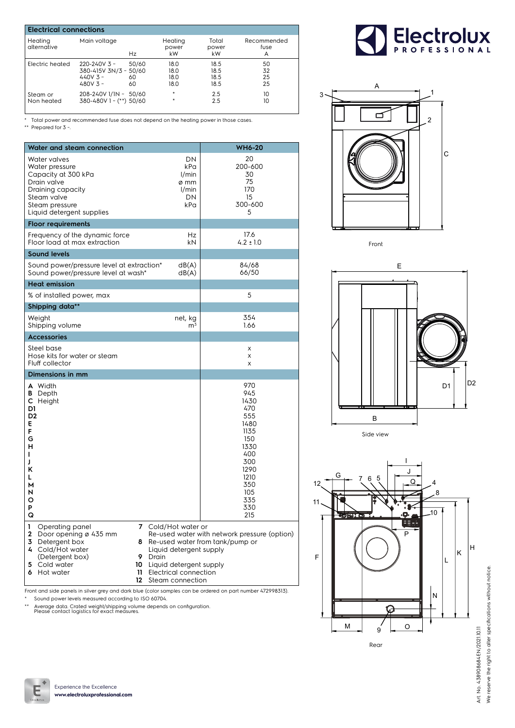## Electrical connections

| Heating alternative | Main voltage | Hz | Heating power kW | Total power kW | Recommended fuse A |
|---|---|---|---|---|---|
| Electric heated | 220-240V 3 ~ | 50/60 | 18.0 | 18.5 | 50 |
| | 380-415V 3N/3 ~ | 50/60 | 18.0 | 18.5 | 32 |
| | 440V 3 ~ | 60 | 18.0 | 18.5 | 25 |
| | 480V 3 ~ | 60 | 18.0 | 18.5 | 25 |
| Steam or Non heated | 208-240V 1/1N ~ | 50/60 | * | 2.5 | 10 |
| | 380-480V 1 ~ (**) | 50/60 | * | 2.5 | 10 |

\* Total power and recommended fuse does not depend on the heating power in those cases.
\*\* Prepared for 3 ~.

| Water and steam connection | | WH6-20 |
|---|---|---|
| Water valves | DN | 20 |
| Water pressure | kPa | 200-600 |
| Capacity at 300 kPa | l/min | 30 |
| Drain valve | ø mm | 75 |
| Draining capacity | l/min | 170 |
| Steam valve | DN | 15 |
| Steam pressure | kPa | 300-600 |
| Liquid detergent supplies | | 5 |
| **Floor requirements** | | |
| Frequency of the dynamic force | Hz | 17.6 |
| Floor load at max extraction | kN | 4.2 ± 1.0 |
| **Sound levels** | | |
| Sound power/pressure level at extraction* | dB(A) | 84/68 |
| Sound power/pressure level at wash* | dB(A) | 66/50 |
| **Heat emission** | | |
| % of installed power, max | | 5 |
| **Shipping data\*\*** | | |
| Weight | net, kg | 354 |
| Shipping volume | $m^3$ | 1.66 |
| **Accessories** | | |
| Steel base | | x |
| Hose kits for water or steam | | x |
| Fluff collector | | x |
| **Dimensions in mm** | | |
| **A** Width | | 970 |
| **B** Depth | | 945 |
| **C** Height | | 1430 |
| **D1** | | 470 |
| **D2** | | 555 |
| **E** | | 1480 |
| **F** | | 1135 |
| **G** | | 150 |
| **H** | | 1330 |
| **I** | | 400 |
| **J** | | 300 |
| **K** | | 1290 |
| **L** | | 1210 |
| **M** | | 350 |
| **N** | | 105 |
| **O** | | 335 |
| **P** | | 330 |
| **Q** | | 215 |

1. Operating panel
2. Door opening ø 435 mm
3. Detergent box
4. Cold/Hot water (Detergent box)
5. Cold water
6. Hot water
7. Cold/Hot water or Re-used water with network pressure (option)
8. Re-used water from tank/pump or Liquid detergent supply
9. Drain
10. Liquid detergent supply
11. Electrical connection
12. Steam connection

Front and side panels in silver grey and dark blue (color samples can be ordered on part number 472998313).

\* Sound power levels measured according to ISO 60704.

\*\* Average data. Crated weight/shipping volume depends on configuration. Please contact logistics for exact measures.

Front

Side view

Rear

Experience the Excellence
**www.electroluxprofessional.com**

Art. No. 438908684EN/2021.10.11
We reserve the right to alter specifications without notice.